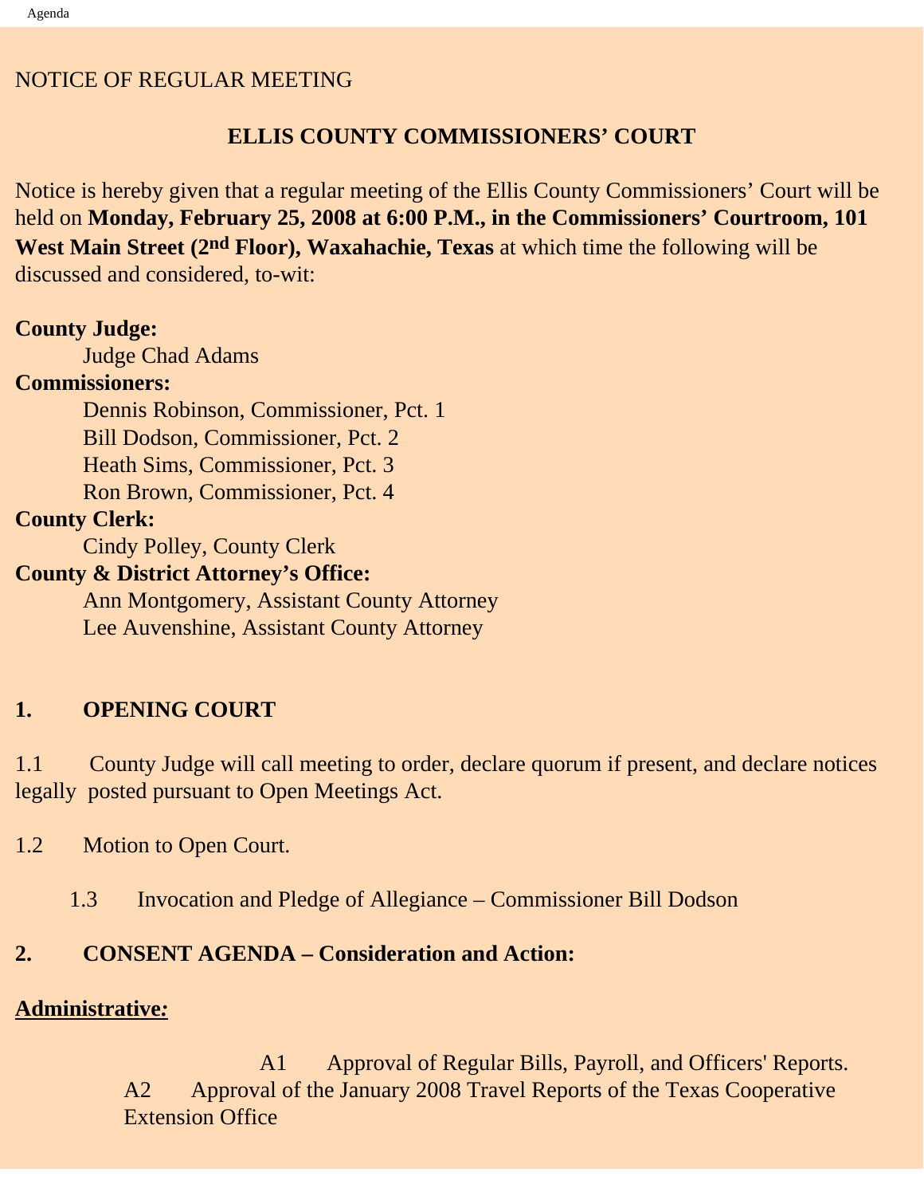NOTICE OF REGULAR MEETING

## ELLIS COUNTY COMMISSIONERS' COURT

Notice is hereby given that a regular meeting of the Ellis County Commissioners' Court will be held on **Monday, February 25, 2008 at 6:00 P.M., in the Commissioners' Courtroom, 101 West Main Street (2nd Floor), Waxahachie, Texas** at which time the following will be discussed and considered, to-wit:

**County Judge:**
Judge Chad Adams

**Commissioners:**
Dennis Robinson, Commissioner, Pct. 1
Bill Dodson, Commissioner, Pct. 2
Heath Sims, Commissioner, Pct. 3
Ron Brown, Commissioner, Pct. 4

**County Clerk:**
Cindy Polley, County Clerk

**County & District Attorney's Office:**
Ann Montgomery, Assistant County Attorney
Lee Auvenshine, Assistant County Attorney

## 1. OPENING COURT

1.1 County Judge will call meeting to order, declare quorum if present, and declare notices legally posted pursuant to Open Meetings Act.

1.2 Motion to Open Court.

1.3 Invocation and Pledge of Allegiance – Commissioner Bill Dodson

## 2. CONSENT AGENDA – Consideration and Action:

**Administrative:**

A1 Approval of Regular Bills, Payroll, and Officers' Reports.

A2 Approval of the January 2008 Travel Reports of the Texas Cooperative Extension Office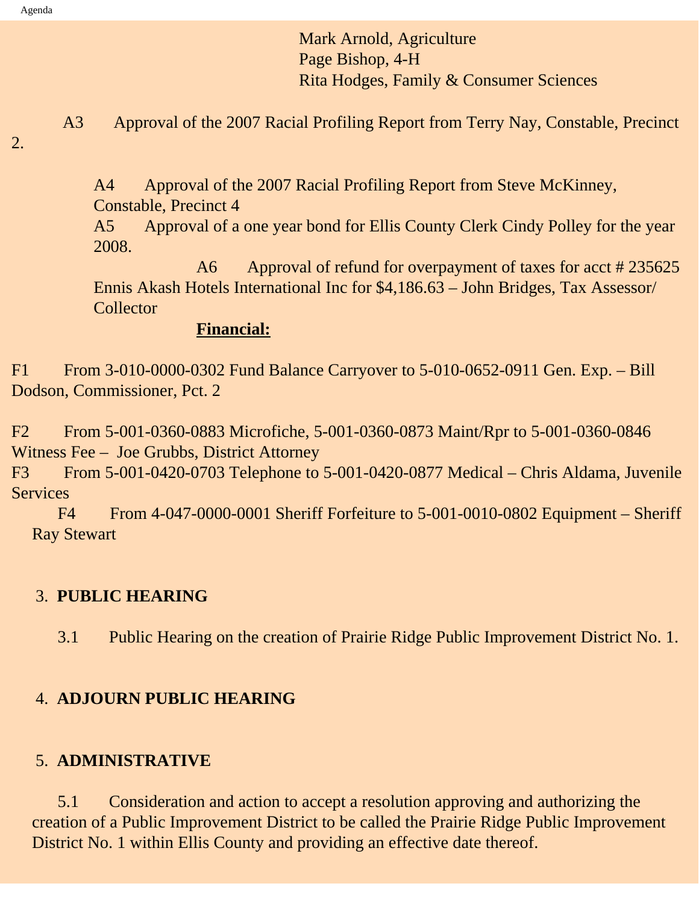Mark Arnold, Agriculture
Page Bishop, 4-H
Rita Hodges, Family & Consumer Sciences

A3 Approval of the 2007 Racial Profiling Report from Terry Nay, Constable, Precinct 2.

A4 Approval of the 2007 Racial Profiling Report from Steve McKinney, Constable, Precinct 4

A5 Approval of a one year bond for Ellis County Clerk Cindy Polley for the year 2008.

A6 Approval of refund for overpayment of taxes for acct # 235625 Ennis Akash Hotels International Inc for $4,186.63 – John Bridges, Tax Assessor/ Collector

**Financial:**

F1 From 3-010-0000-0302 Fund Balance Carryover to 5-010-0652-0911 Gen. Exp. – Bill Dodson, Commissioner, Pct. 2

F2 From 5-001-0360-0883 Microfiche, 5-001-0360-0873 Maint/Rpr to 5-001-0360-0846 Witness Fee – Joe Grubbs, District Attorney

F3 From 5-001-0420-0703 Telephone to 5-001-0420-0877 Medical – Chris Aldama, Juvenile Services

F4 From 4-047-0000-0001 Sheriff Forfeiture to 5-001-0010-0802 Equipment – Sheriff Ray Stewart

3. **PUBLIC HEARING**

3.1 Public Hearing on the creation of Prairie Ridge Public Improvement District No. 1.

4. **ADJOURN PUBLIC HEARING**

5. **ADMINISTRATIVE**

5.1 Consideration and action to accept a resolution approving and authorizing the creation of a Public Improvement District to be called the Prairie Ridge Public Improvement District No. 1 within Ellis County and providing an effective date thereof.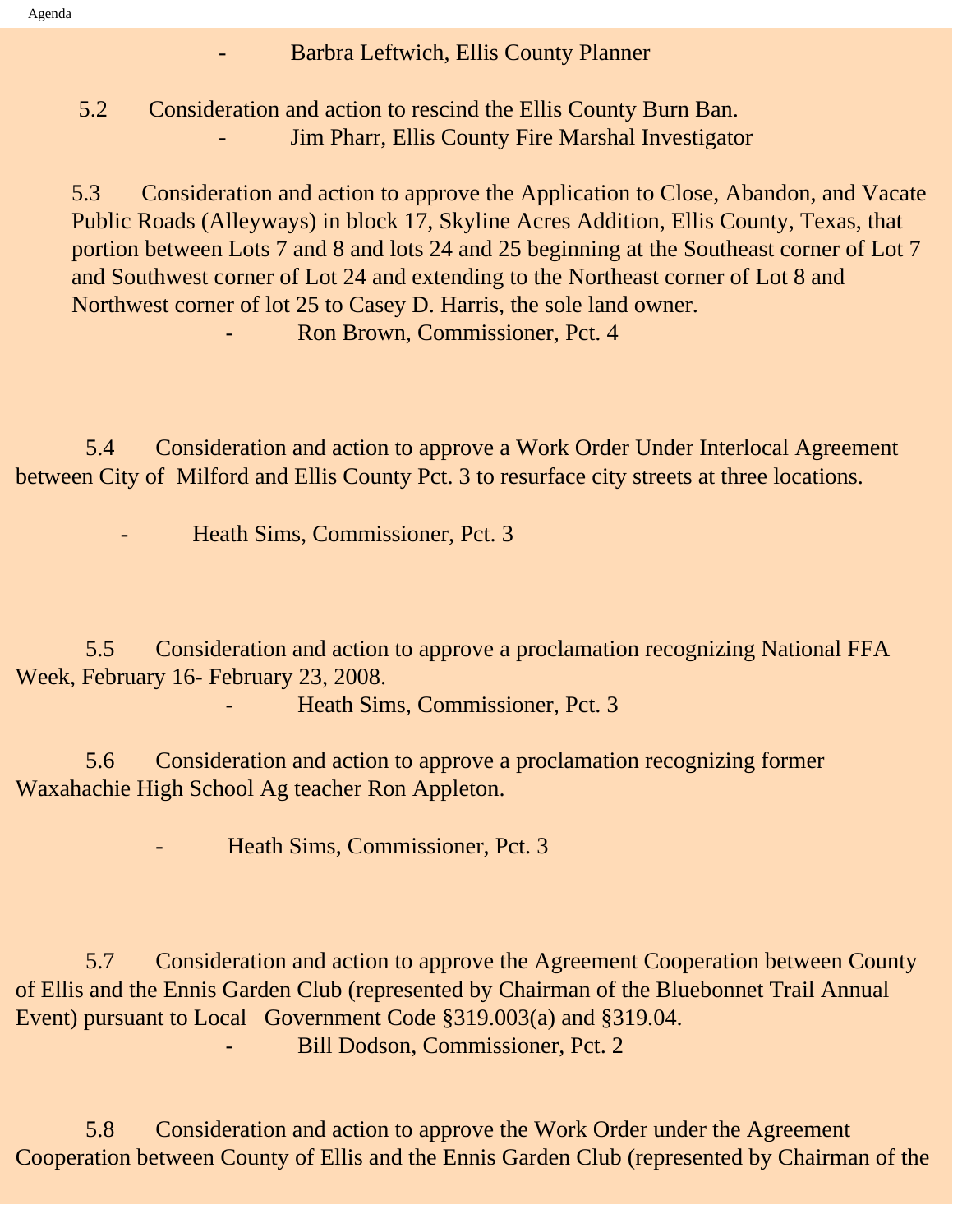- Barbra Leftwich, Ellis County Planner

5.2 Consideration and action to rescind the Ellis County Burn Ban.

- Jim Pharr, Ellis County Fire Marshal Investigator

5.3 Consideration and action to approve the Application to Close, Abandon, and Vacate Public Roads (Alleyways) in block 17, Skyline Acres Addition, Ellis County, Texas, that portion between Lots 7 and 8 and lots 24 and 25 beginning at the Southeast corner of Lot 7 and Southwest corner of Lot 24 and extending to the Northeast corner of Lot 8 and Northwest corner of lot 25 to Casey D. Harris, the sole land owner.

- Ron Brown, Commissioner, Pct. 4

5.4 Consideration and action to approve a Work Order Under Interlocal Agreement between City of Milford and Ellis County Pct. 3 to resurface city streets at three locations.

- Heath Sims, Commissioner, Pct. 3

5.5 Consideration and action to approve a proclamation recognizing National FFA Week, February 16- February 23, 2008.

- Heath Sims, Commissioner, Pct. 3

5.6 Consideration and action to approve a proclamation recognizing former Waxahachie High School Ag teacher Ron Appleton.

- Heath Sims, Commissioner, Pct. 3

5.7 Consideration and action to approve the Agreement Cooperation between County of Ellis and the Ennis Garden Club (represented by Chairman of the Bluebonnet Trail Annual Event) pursuant to Local Government Code §319.003(a) and §319.04.

- Bill Dodson, Commissioner, Pct. 2

5.8 Consideration and action to approve the Work Order under the Agreement Cooperation between County of Ellis and the Ennis Garden Club (represented by Chairman of the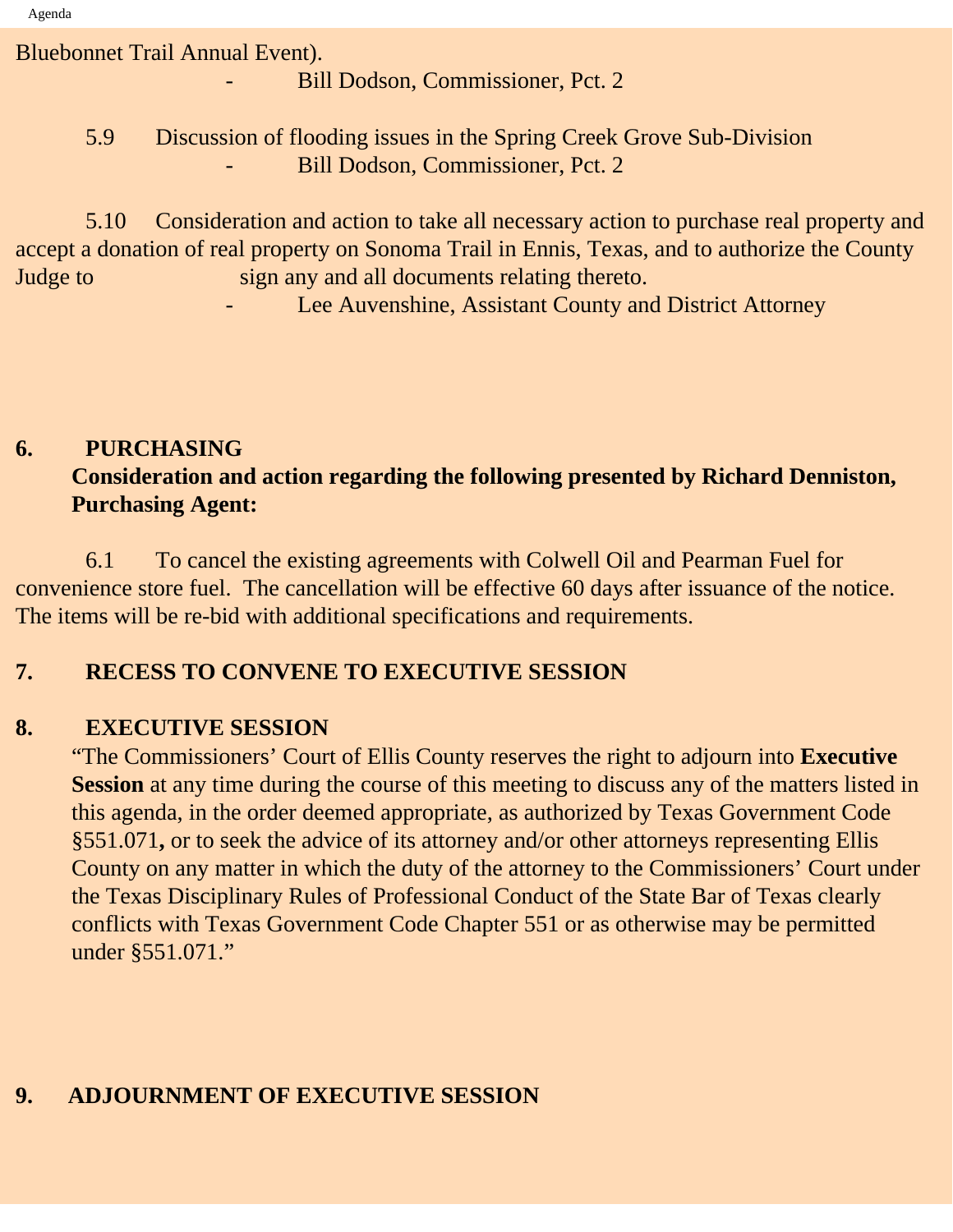Bluebonnet Trail Annual Event).

- Bill Dodson, Commissioner, Pct. 2

5.9 Discussion of flooding issues in the Spring Creek Grove Sub-Division

- Bill Dodson, Commissioner, Pct. 2

5.10 Consideration and action to take all necessary action to purchase real property and accept a donation of real property on Sonoma Trail in Ennis, Texas, and to authorize the County Judge to sign any and all documents relating thereto.

- Lee Auvenshine, Assistant County and District Attorney

## 6. PURCHASING

**Consideration and action regarding the following presented by Richard Denniston, Purchasing Agent:**

6.1 To cancel the existing agreements with Colwell Oil and Pearman Fuel for convenience store fuel. The cancellation will be effective 60 days after issuance of the notice. The items will be re-bid with additional specifications and requirements.

## 7. RECESS TO CONVENE TO EXECUTIVE SESSION

## 8. EXECUTIVE SESSION

"The Commissioners' Court of Ellis County reserves the right to adjourn into **Executive Session** at any time during the course of this meeting to discuss any of the matters listed in this agenda, in the order deemed appropriate, as authorized by Texas Government Code §551.071**,** or to seek the advice of its attorney and/or other attorneys representing Ellis County on any matter in which the duty of the attorney to the Commissioners' Court under the Texas Disciplinary Rules of Professional Conduct of the State Bar of Texas clearly conflicts with Texas Government Code Chapter 551 or as otherwise may be permitted under §551.071."

## 9. ADJOURNMENT OF EXECUTIVE SESSION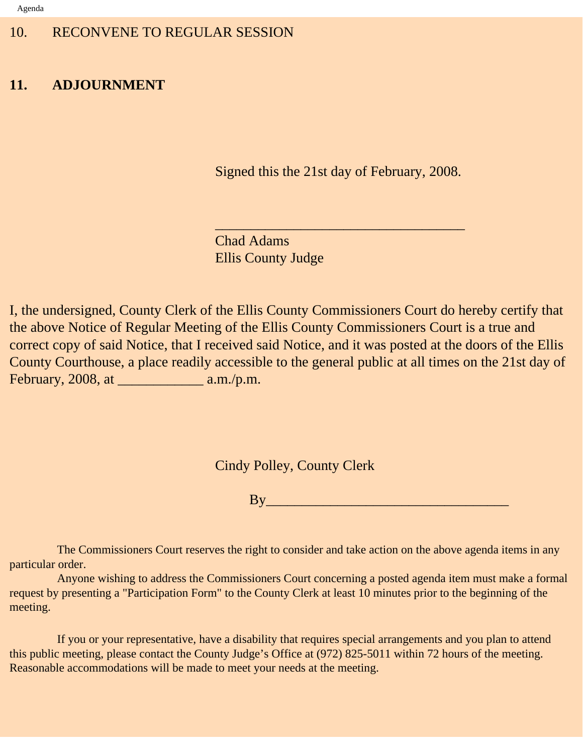10. RECONVENE TO REGULAR SESSION

**11. ADJOURNMENT**

Signed this the 21st day of February, 2008.

___________________________________
Chad Adams
Ellis County Judge

I, the undersigned, County Clerk of the Ellis County Commissioners Court do hereby certify that the above Notice of Regular Meeting of the Ellis County Commissioners Court is a true and correct copy of said Notice, that I received said Notice, and it was posted at the doors of the Ellis County Courthouse, a place readily accessible to the general public at all times on the 21st day of February, 2008, at ____________ a.m./p.m.

Cindy Polley, County Clerk

By__________________________________

The Commissioners Court reserves the right to consider and take action on the above agenda items in any particular order.

Anyone wishing to address the Commissioners Court concerning a posted agenda item must make a formal request by presenting a "Participation Form" to the County Clerk at least 10 minutes prior to the beginning of the meeting.

If you or your representative, have a disability that requires special arrangements and you plan to attend this public meeting, please contact the County Judge's Office at (972) 825-5011 within 72 hours of the meeting. Reasonable accommodations will be made to meet your needs at the meeting.